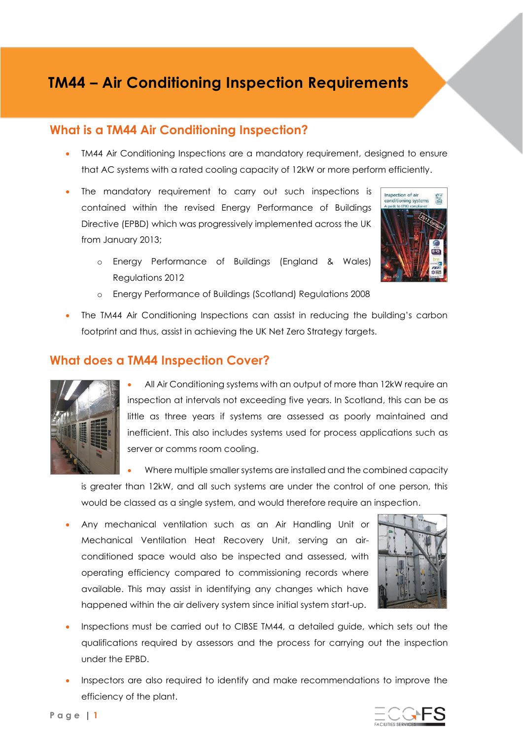# TM44 – Air Conditioning Inspection Requirements

## What is a TM44 Air Conditioning Inspection?

- TM44 Air Conditioning Inspections are a mandatory requirement, designed to ensure that AC systems with a rated cooling capacity of 12kW or more perform efficiently.
- The mandatory requirement to carry out such inspections is contained within the revised Energy Performance of Buildings Directive (EPBD) which was progressively implemented across the UK from January 2013;
  - Energy Performance of Buildings (England & Wales) Regulations 2012
  - Energy Performance of Buildings (Scotland) Regulations 2008
- The TM44 Air Conditioning Inspections can assist in reducing the building's carbon footprint and thus, assist in achieving the UK Net Zero Strategy targets.

## What does a TM44 Inspection Cover?

- All Air Conditioning systems with an output of more than 12kW require an inspection at intervals not exceeding five years. In Scotland, this can be as little as three years if systems are assessed as poorly maintained and inefficient. This also includes systems used for process applications such as server or comms room cooling.
- Where multiple smaller systems are installed and the combined capacity is greater than 12kW, and all such systems are under the control of one person, this would be classed as a single system, and would therefore require an inspection.
- Any mechanical ventilation such as an Air Handling Unit or Mechanical Ventilation Heat Recovery Unit, serving an air-conditioned space would also be inspected and assessed, with operating efficiency compared to commissioning records where available. This may assist in identifying any changes which have happened within the air delivery system since initial system start-up.
- Inspections must be carried out to CIBSE TM44, a detailed guide, which sets out the qualifications required by assessors and the process for carrying out the inspection under the EPBD.
- Inspectors are also required to identify and make recommendations to improve the efficiency of the plant.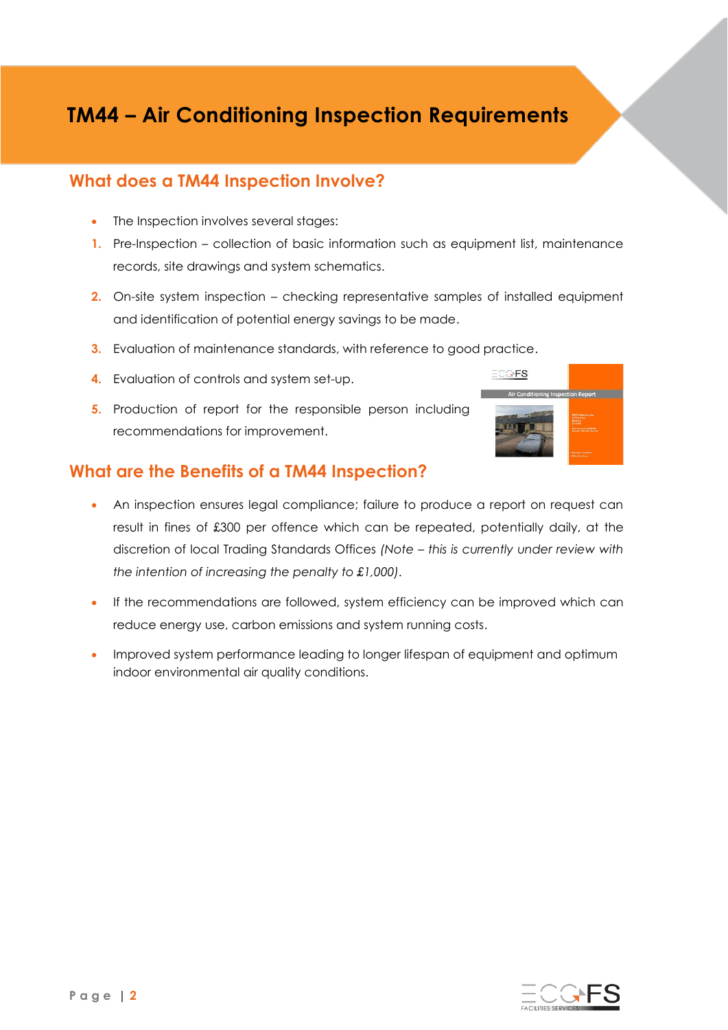# TM44 – Air Conditioning Inspection Requirements

## What does a TM44 Inspection Involve?

- The Inspection involves several stages:

1. Pre-Inspection – collection of basic information such as equipment list, maintenance records, site drawings and system schematics.
2. On-site system inspection – checking representative samples of installed equipment and identification of potential energy savings to be made.
3. Evaluation of maintenance standards, with reference to good practice.
4. Evaluation of controls and system set-up.
5. Production of report for the responsible person including recommendations for improvement.

## What are the Benefits of a TM44 Inspection?

- An inspection ensures legal compliance; failure to produce a report on request can result in fines of £300 per offence which can be repeated, potentially daily, at the discretion of local Trading Standards Offices *(Note – this is currently under review with the intention of increasing the penalty to £1,000)*.
- If the recommendations are followed, system efficiency can be improved which can reduce energy use, carbon emissions and system running costs.
- Improved system performance leading to longer lifespan of equipment and optimum indoor environmental air quality conditions.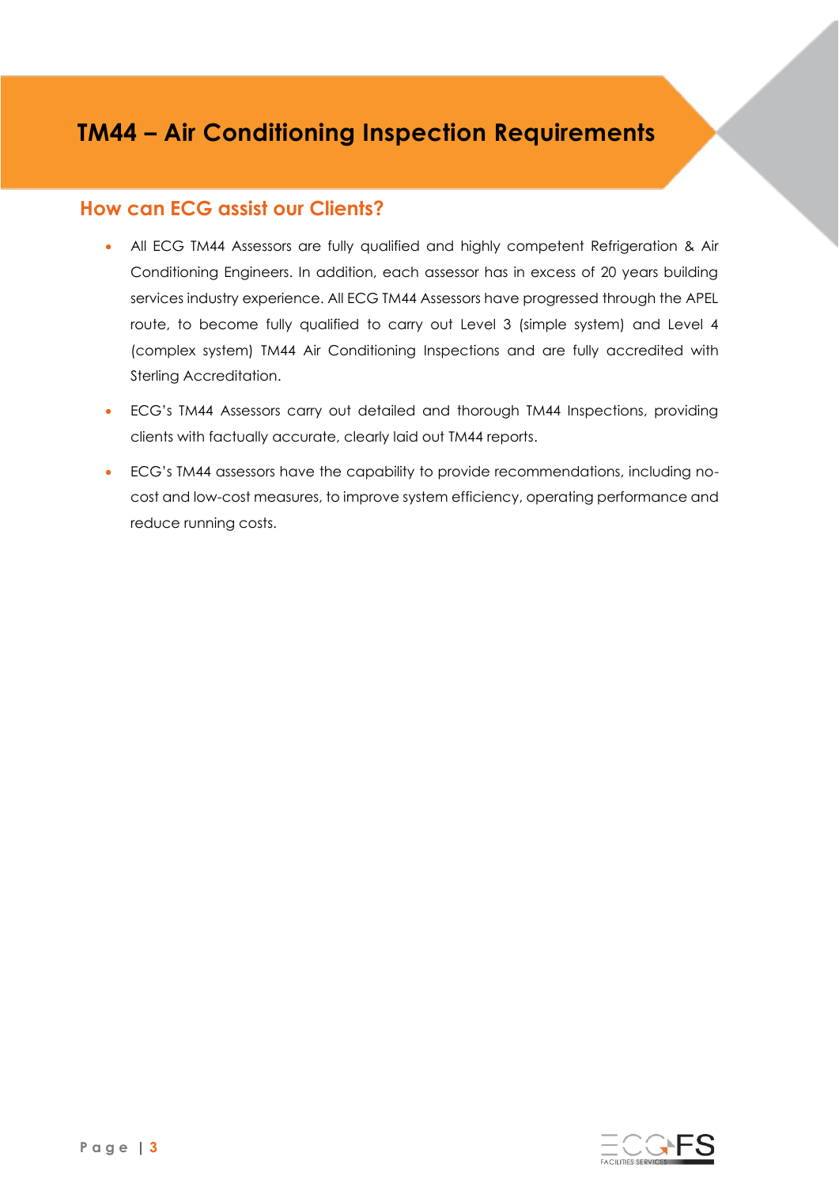# TM44 – Air Conditioning Inspection Requirements

## How can ECG assist our Clients?

- All ECG TM44 Assessors are fully qualified and highly competent Refrigeration & Air Conditioning Engineers. In addition, each assessor has in excess of 20 years building services industry experience. All ECG TM44 Assessors have progressed through the APEL route, to become fully qualified to carry out Level 3 (simple system) and Level 4 (complex system) TM44 Air Conditioning Inspections and are fully accredited with Sterling Accreditation.
- ECG's TM44 Assessors carry out detailed and thorough TM44 Inspections, providing clients with factually accurate, clearly laid out TM44 reports.
- ECG's TM44 assessors have the capability to provide recommendations, including no-cost and low-cost measures, to improve system efficiency, operating performance and reduce running costs.